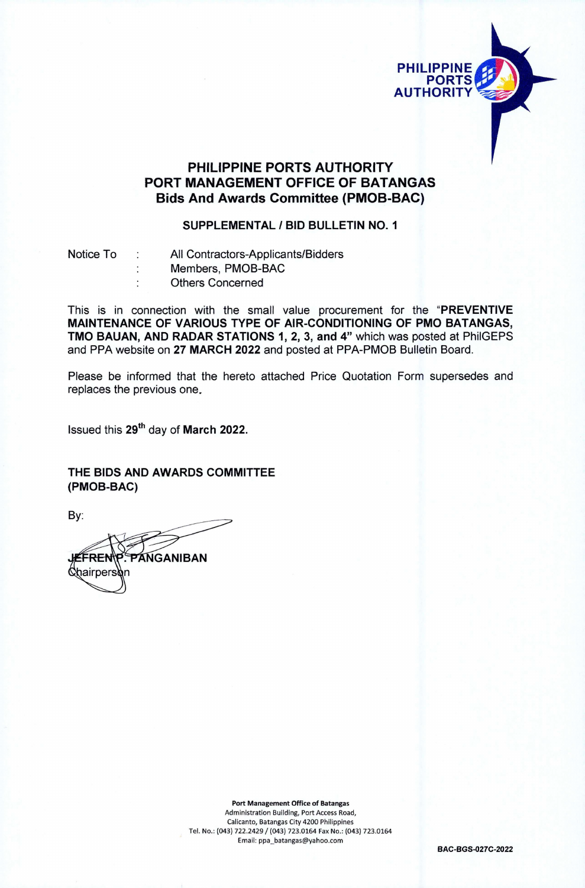PHILIPPINE PORTS AUTHORITY

# PHILIPPINE PORTS AUTHORITY
# PORT MANAGEMENT OFFICE OF BATANGAS
## Bids And Awards Committee (PMOB-BAC)

### SUPPLEMENTAL / BID BULLETIN NO. 1

Notice To : All Contractors-Applicants/Bidders
: Members, PMOB-BAC
: Others Concerned

This is in connection with the small value procurement for the "**PREVENTIVE MAINTENANCE OF VARIOUS TYPE OF AIR-CONDITIONING OF PMO BATANGAS, TMO BAUAN, AND RADAR STATIONS 1, 2, 3, and 4"** which was posted at PhilGEPS and PPA website on **27 MARCH 2022** and posted at PPA-PMOB Bulletin Board.

Please be informed that the hereto attached Price Quotation Form supersedes and replaces the previous one.

Issued this **29th** day of **March 2022.**

**THE BIDS AND AWARDS COMMITTEE**
**(PMOB-BAC)**

By:

**JEFREN P. PANGANIBAN**
Chairperson

**Port Management Office of Batangas**
Administration Building, Port Access Road,
Calicanto, Batangas City 4200 Philippines
Tel. No.: (043) 722.2429 / (043) 723.0164 Fax No.: (043) 723.0164
Email: ppa_batangas@yahoo.com

**BAC-BGS-027C-2022**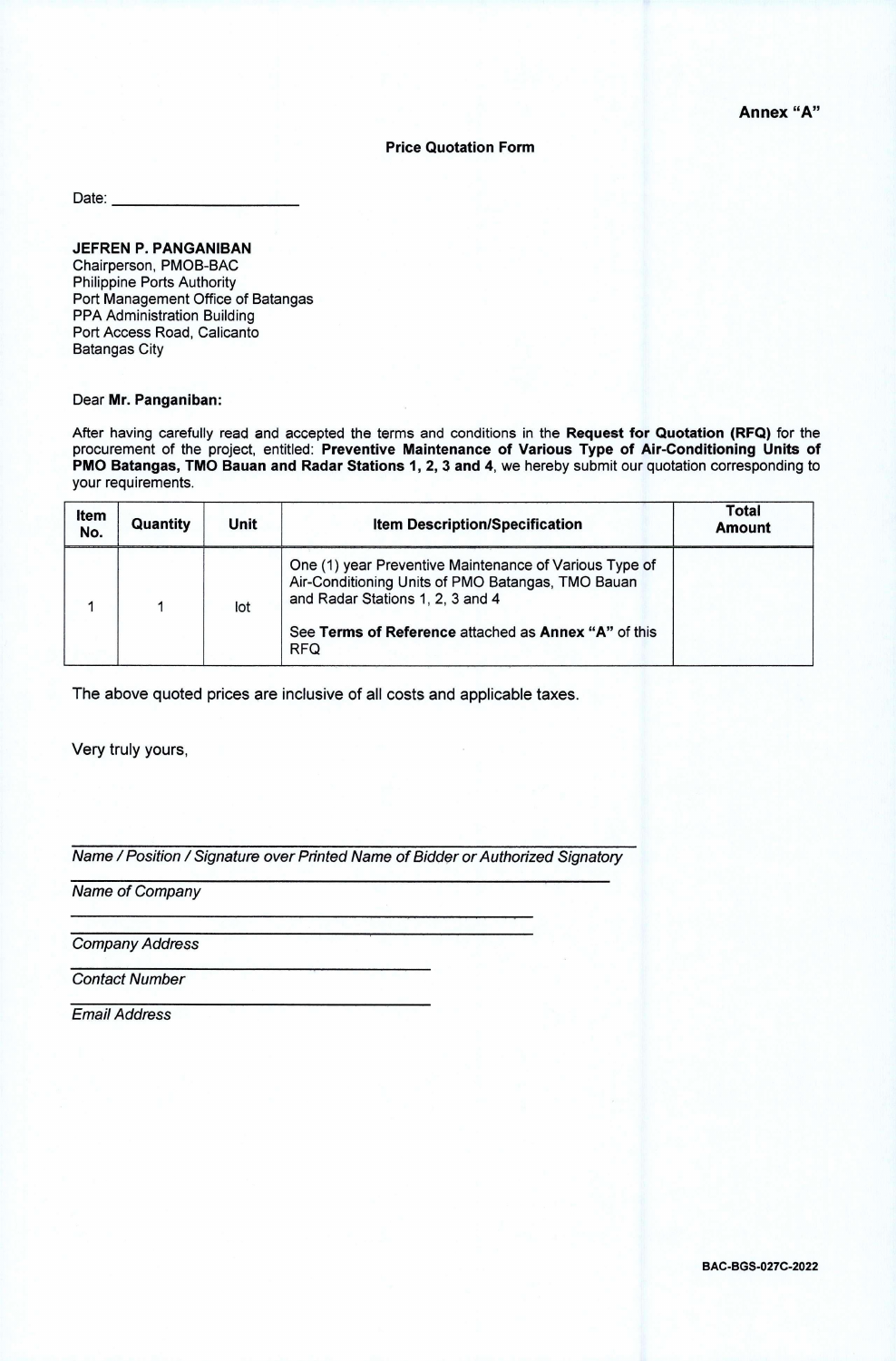**Annex "A"**

**Price Quotation Form**

Date: ______________________

**JEFREN P. PANGANIBAN**
Chairperson, PMOB-BAC
Philippine Ports Authority
Port Management Office of Batangas
PPA Administration Building
Port Access Road, Calicanto
Batangas City

Dear **Mr. Panganiban:**

After having carefully read and accepted the terms and conditions in the **Request for Quotation (RFQ)** for the procurement of the project, entitled: **Preventive Maintenance of Various Type of Air-Conditioning Units of PMO Batangas, TMO Bauan and Radar Stations 1, 2, 3 and 4**, we hereby submit our quotation corresponding to your requirements.

| Item No. | Quantity | Unit | Item Description/Specification | Total Amount |
|---|---|---|---|---|
| 1 | 1 | lot | One (1) year Preventive Maintenance of Various Type of Air-Conditioning Units of PMO Batangas, TMO Bauan and Radar Stations 1, 2, 3 and 4<br><br>See **Terms of Reference** attached as **Annex "A"** of this RFQ | |

The above quoted prices are inclusive of all costs and applicable taxes.

Very truly yours,

______________________________________________
*Name / Position / Signature over Printed Name of Bidder or Authorized Signatory*

______________________________________________
*Name of Company*

______________________________________________
______________________________________________
*Company Address*

______________________________
*Contact Number*

______________________________
*Email Address*

BAC-BGS-027C-2022